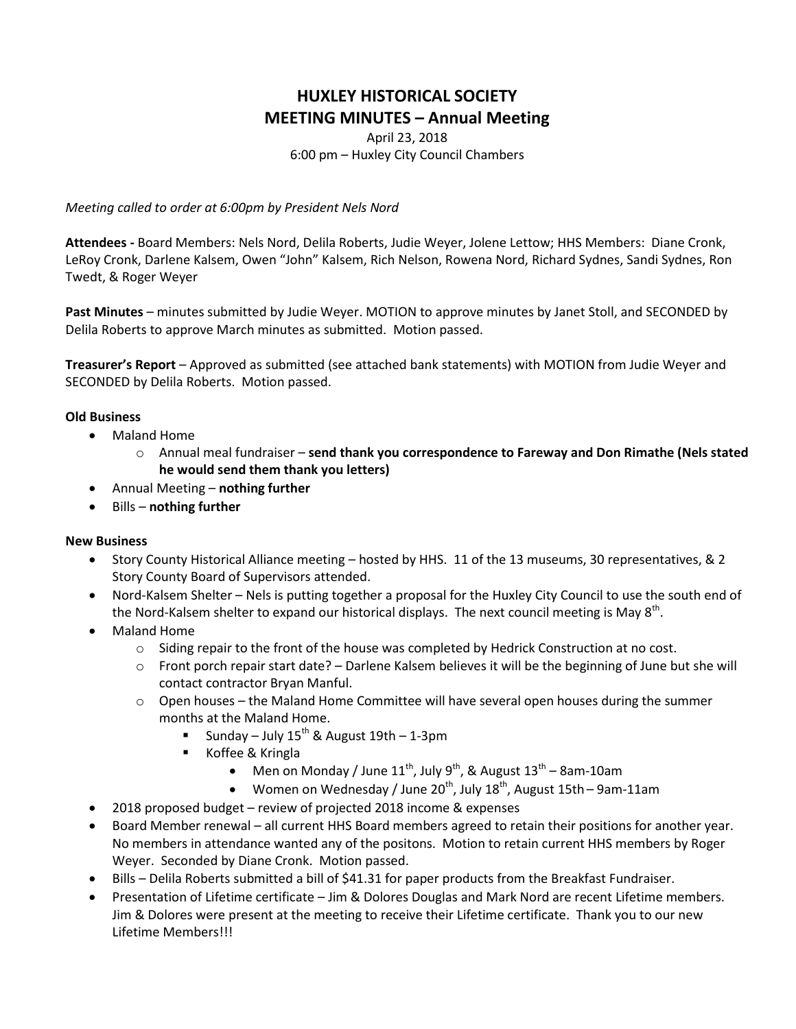# HUXLEY HISTORICAL SOCIETY
## MEETING MINUTES – Annual Meeting

April 23, 2018
6:00 pm – Huxley City Council Chambers

*Meeting called to order at 6:00pm by President Nels Nord*

**Attendees -** Board Members: Nels Nord, Delila Roberts, Judie Weyer, Jolene Lettow; HHS Members: Diane Cronk, LeRoy Cronk, Darlene Kalsem, Owen "John" Kalsem, Rich Nelson, Rowena Nord, Richard Sydnes, Sandi Sydnes, Ron Twedt, & Roger Weyer

**Past Minutes** – minutes submitted by Judie Weyer. MOTION to approve minutes by Janet Stoll, and SECONDED by Delila Roberts to approve March minutes as submitted. Motion passed.

**Treasurer's Report** – Approved as submitted (see attached bank statements) with MOTION from Judie Weyer and SECONDED by Delila Roberts. Motion passed.

**Old Business**

- Maland Home
  - Annual meal fundraiser – **send thank you correspondence to Fareway and Don Rimathe (Nels stated he would send them thank you letters)**
- Annual Meeting – **nothing further**
- Bills – **nothing further**

**New Business**

- Story County Historical Alliance meeting – hosted by HHS. 11 of the 13 museums, 30 representatives, & 2 Story County Board of Supervisors attended.
- Nord-Kalsem Shelter – Nels is putting together a proposal for the Huxley City Council to use the south end of the Nord-Kalsem shelter to expand our historical displays. The next council meeting is May 8th.
- Maland Home
  - Siding repair to the front of the house was completed by Hedrick Construction at no cost.
  - Front porch repair start date? – Darlene Kalsem believes it will be the beginning of June but she will contact contractor Bryan Manful.
  - Open houses – the Maland Home Committee will have several open houses during the summer months at the Maland Home.
    - Sunday – July 15th & August 19th – 1-3pm
    - Koffee & Kringla
      - Men on Monday / June 11th, July 9th, & August 13th – 8am-10am
      - Women on Wednesday / June 20th, July 18th, August 15th – 9am-11am
- 2018 proposed budget – review of projected 2018 income & expenses
- Board Member renewal – all current HHS Board members agreed to retain their positions for another year. No members in attendance wanted any of the positons. Motion to retain current HHS members by Roger Weyer. Seconded by Diane Cronk. Motion passed.
- Bills – Delila Roberts submitted a bill of $41.31 for paper products from the Breakfast Fundraiser.
- Presentation of Lifetime certificate – Jim & Dolores Douglas and Mark Nord are recent Lifetime members. Jim & Dolores were present at the meeting to receive their Lifetime certificate. Thank you to our new Lifetime Members!!!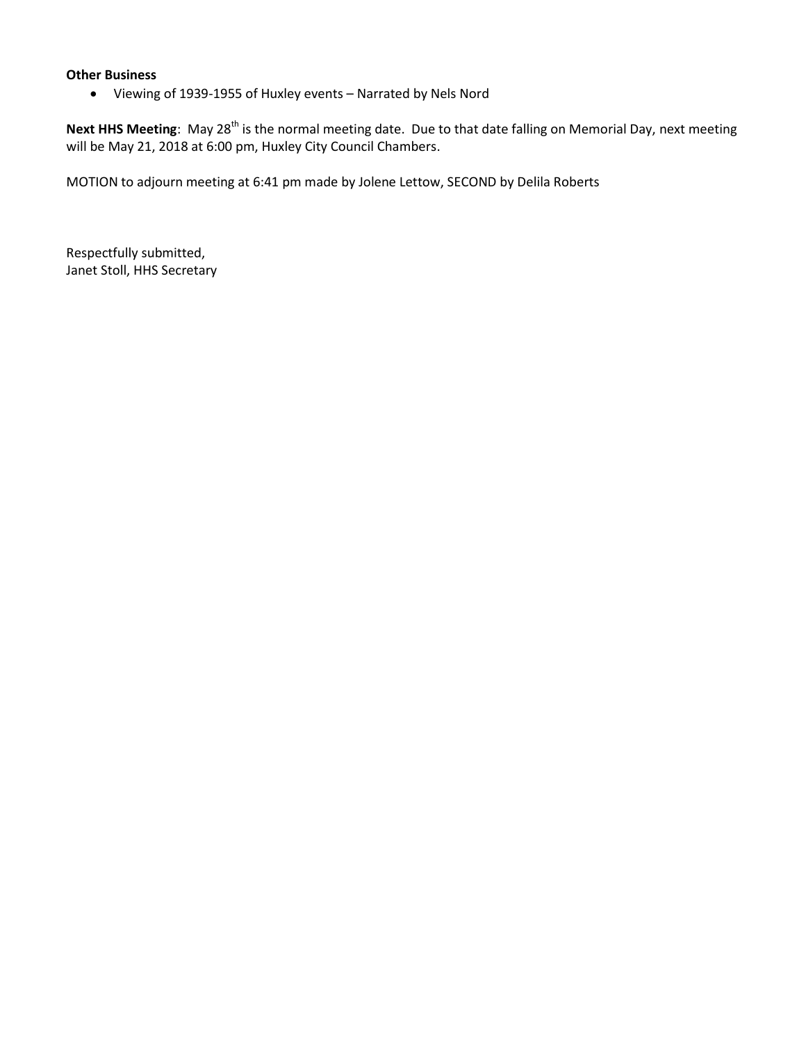**Other Business**

- Viewing of 1939-1955 of Huxley events – Narrated by Nels Nord

**Next HHS Meeting**: May 28th is the normal meeting date. Due to that date falling on Memorial Day, next meeting will be May 21, 2018 at 6:00 pm, Huxley City Council Chambers.

MOTION to adjourn meeting at 6:41 pm made by Jolene Lettow, SECOND by Delila Roberts

Respectfully submitted,
Janet Stoll, HHS Secretary